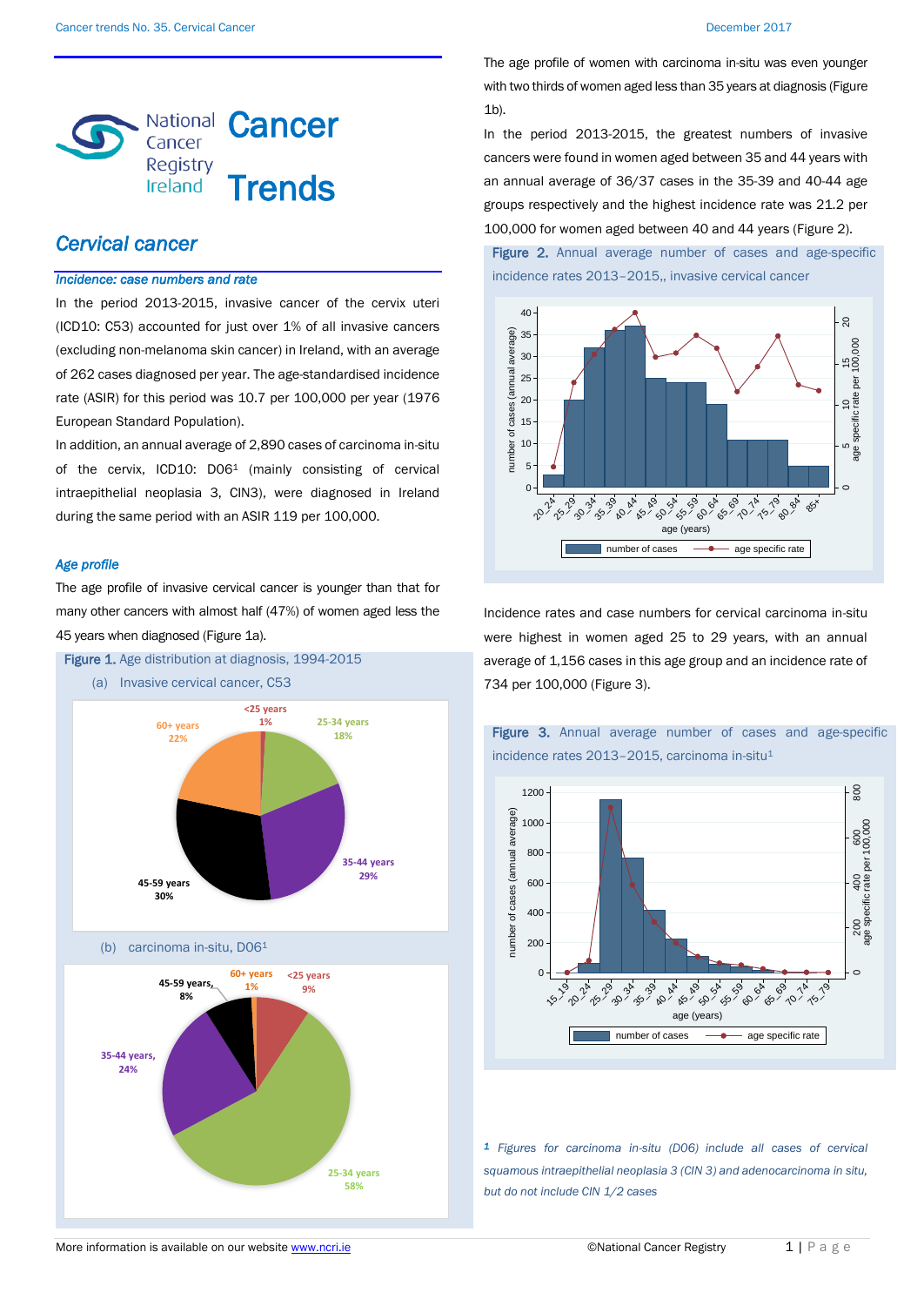# National Cancer Registry Ireland — Cancer Trends

## Cervical cancer

### Incidence: case numbers and rate

In the period 2013-2015, invasive cancer of the cervix uteri (ICD10: C53) accounted for just over 1% of all invasive cancers (excluding non-melanoma skin cancer) in Ireland, with an average of 262 cases diagnosed per year. The age-standardised incidence rate (ASIR) for this period was 10.7 per 100,000 per year (1976 European Standard Population).

In addition, an annual average of 2,890 cases of carcinoma in-situ of the cervix, ICD10: D06[1] (mainly consisting of cervical intraepithelial neoplasia 3, CIN3), were diagnosed in Ireland during the same period with an ASIR 119 per 100,000.

### Age profile

The age profile of invasive cervical cancer is younger than that for many other cancers with almost half (47%) of women aged less the 45 years when diagnosed (Figure 1a).

**Figure 1.** Age distribution at diagnosis, 1994-2015

(a) Invasive cervical cancer, C53

(b) carcinoma in-situ, D06[1]

The age profile of women with carcinoma in-situ was even younger with two thirds of women aged less than 35 years at diagnosis (Figure 1b).

In the period 2013-2015, the greatest numbers of invasive cancers were found in women aged between 35 and 44 years with an annual average of 36/37 cases in the 35-39 and 40-44 age groups respectively and the highest incidence rate was 21.2 per 100,000 for women aged between 40 and 44 years (Figure 2).

**Figure 2.** Annual average number of cases and age-specific incidence rates 2013–2015,, invasive cervical cancer

Incidence rates and case numbers for cervical carcinoma in-situ were highest in women aged 25 to 29 years, with an annual average of 1,156 cases in this age group and an incidence rate of 734 per 100,000 (Figure 3).

**Figure 3.** Annual average number of cases and age-specific incidence rates 2013–2015, carcinoma in-situ[1]

*[1] Figures for carcinoma in-situ (D06) include all cases of cervical squamous intraepithelial neoplasia 3 (CIN 3) and adenocarcinoma in situ, but do not include CIN 1/2 cases*

More information is available on our website www.ncri.ie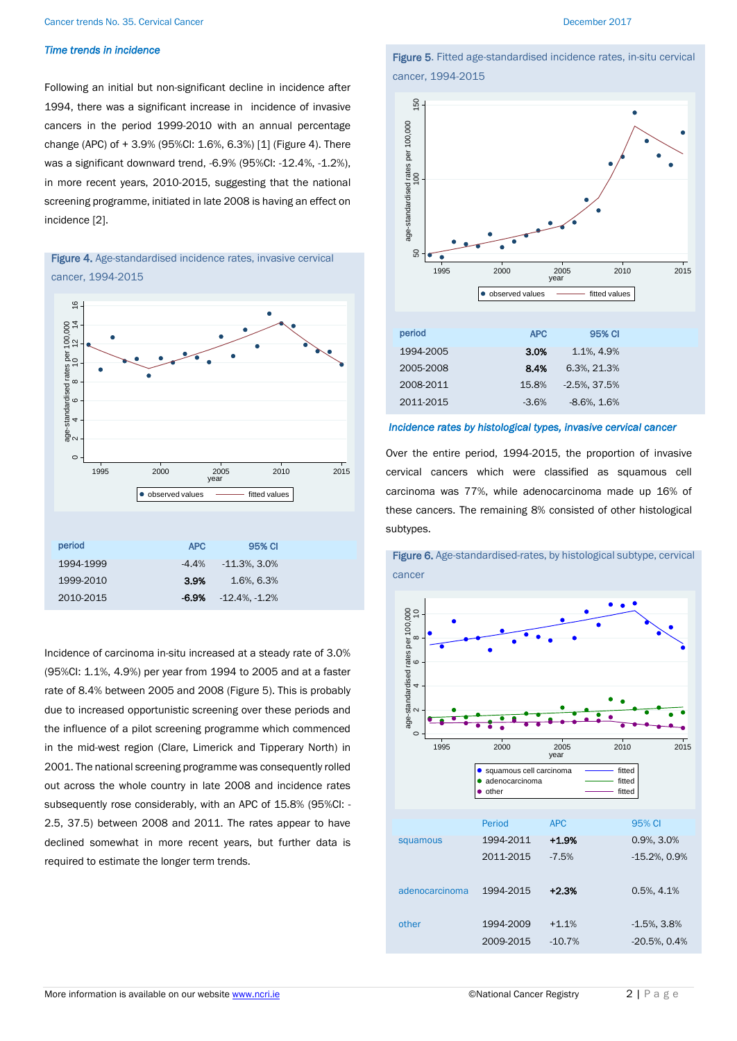### *Time trends in incidence*

Following an initial but non-significant decline in incidence after 1994, there was a significant increase in incidence of invasive cancers in the period 1999-2010 with an annual percentage change (APC) of + 3.9% (95%CI: 1.6%, 6.3%) [1] (Figure 4). There was a significant downward trend, -6.9% (95%CI: -12.4%, -1.2%), in more recent years, 2010-2015, suggesting that the national screening programme, initiated in late 2008 is having an effect on incidence [2].

**Figure 4.** Age-standardised incidence rates, invasive cervical cancer, 1994-2015

| period | APC | 95% CI |
|---|---|---|
| 1994-1999 | -4.4% | -11.3%, 3.0% |
| 1999-2010 | **3.9%** | 1.6%, 6.3% |
| 2010-2015 | **-6.9%** | -12.4%, -1.2% |

Incidence of carcinoma in-situ increased at a steady rate of 3.0% (95%CI: 1.1%, 4.9%) per year from 1994 to 2005 and at a faster rate of 8.4% between 2005 and 2008 (Figure 5). This is probably due to increased opportunistic screening over these periods and the influence of a pilot screening programme which commenced in the mid-west region (Clare, Limerick and Tipperary North) in 2001. The national screening programme was consequently rolled out across the whole country in late 2008 and incidence rates subsequently rose considerably, with an APC of 15.8% (95%CI: -2.5, 37.5) between 2008 and 2011. The rates appear to have declined somewhat in more recent years, but further data is required to estimate the longer term trends.

**Figure 5.** Fitted age-standardised incidence rates, in-situ cervical cancer, 1994-2015

| period | APC | 95% CI |
|---|---|---|
| 1994-2005 | **3.0%** | 1.1%, 4.9% |
| 2005-2008 | **8.4%** | 6.3%, 21.3% |
| 2008-2011 | 15.8% | -2.5%, 37.5% |
| 2011-2015 | -3.6% | -8.6%, 1.6% |

### *Incidence rates by histological types, invasive cervical cancer*

Over the entire period, 1994-2015, the proportion of invasive cervical cancers which were classified as squamous cell carcinoma was 77%, while adenocarcinoma made up 16% of these cancers. The remaining 8% consisted of other histological subtypes.

**Figure 6.** Age-standardised-rates, by histological subtype, cervical cancer

| | Period | APC | 95% CI |
|---|---|---|---|
| squamous | 1994-2011 | **+1.9%** | 0.9%, 3.0% |
| | 2011-2015 | -7.5% | -15.2%, 0.9% |
| adenocarcinoma | 1994-2015 | **+2.3%** | 0.5%, 4.1% |
| other | 1994-2009 | +1.1% | -1.5%, 3.8% |
| | 2009-2015 | -10.7% | -20.5%, 0.4% |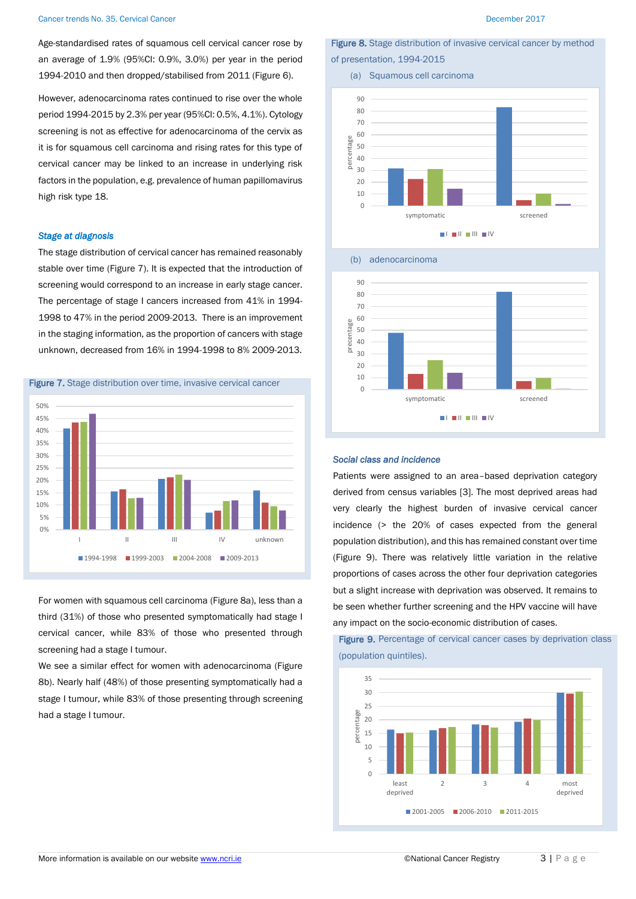Age-standardised rates of squamous cell cervical cancer rose by an average of 1.9% (95%CI: 0.9%, 3.0%) per year in the period 1994-2010 and then dropped/stabilised from 2011 (Figure 6).

However, adenocarcinoma rates continued to rise over the whole period 1994-2015 by 2.3% per year (95%CI: 0.5%, 4.1%). Cytology screening is not as effective for adenocarcinoma of the cervix as it is for squamous cell carcinoma and rising rates for this type of cervical cancer may be linked to an increase in underlying risk factors in the population, e.g. prevalence of human papillomavirus high risk type 18.

### *Stage at diagnosis*

The stage distribution of cervical cancer has remained reasonably stable over time (Figure 7). It is expected that the introduction of screening would correspond to an increase in early stage cancer. The percentage of stage I cancers increased from 41% in 1994-1998 to 47% in the period 2009-2013. There is an improvement in the staging information, as the proportion of cancers with stage unknown, decreased from 16% in 1994-1998 to 8% 2009-2013.

**Figure 7.** Stage distribution over time, invasive cervical cancer

For women with squamous cell carcinoma (Figure 8a), less than a third (31%) of those who presented symptomatically had stage I cervical cancer, while 83% of those who presented through screening had a stage I tumour.

We see a similar effect for women with adenocarcinoma (Figure 8b). Nearly half (48%) of those presenting symptomatically had a stage I tumour, while 83% of those presenting through screening had a stage I tumour.

**Figure 8.** Stage distribution of invasive cervical cancer by method of presentation, 1994-2015

(a) Squamous cell carcinoma

(b) adenocarcinoma

### *Social class and incidence*

Patients were assigned to an area–based deprivation category derived from census variables [3]. The most deprived areas had very clearly the highest burden of invasive cervical cancer incidence (> the 20% of cases expected from the general population distribution), and this has remained constant over time (Figure 9). There was relatively little variation in the relative proportions of cases across the other four deprivation categories but a slight increase with deprivation was observed. It remains to be seen whether further screening and the HPV vaccine will have any impact on the socio-economic distribution of cases.

**Figure 9.** Percentage of cervical cancer cases by deprivation class (population quintiles).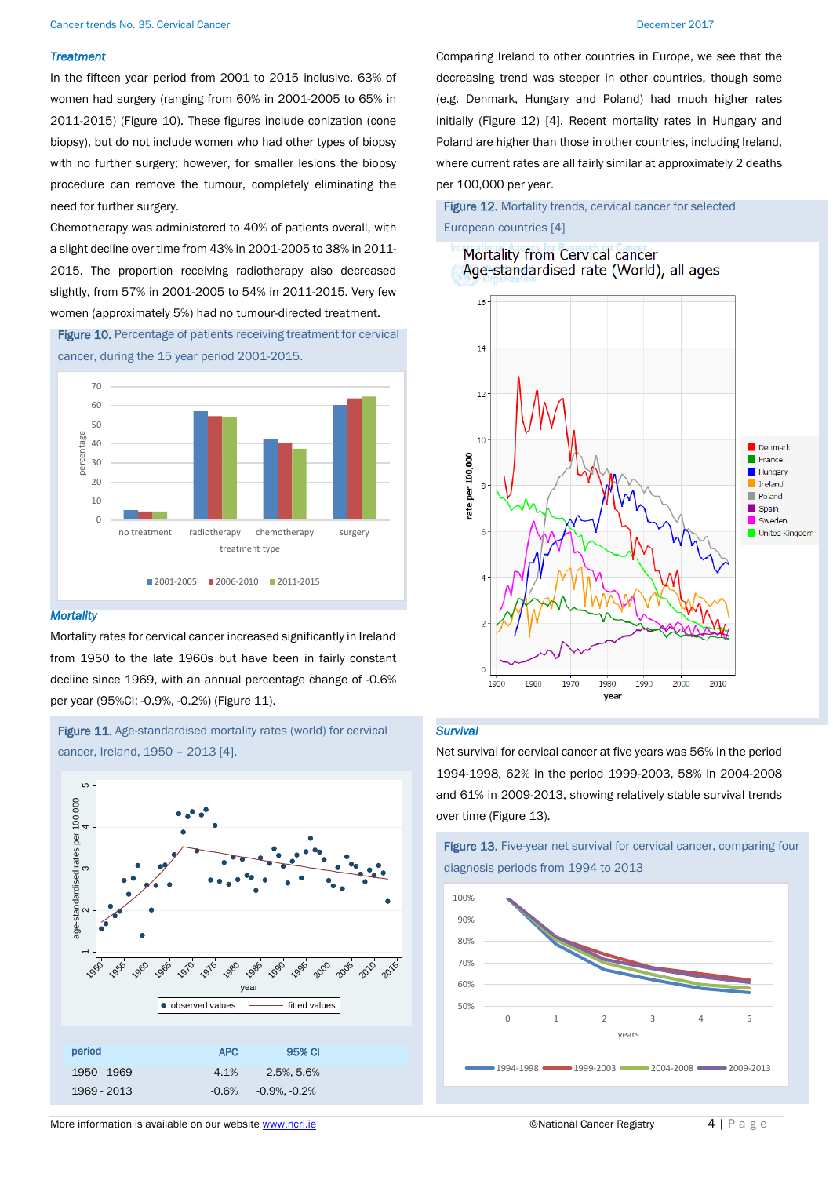### *Treatment*

In the fifteen year period from 2001 to 2015 inclusive, 63% of women had surgery (ranging from 60% in 2001-2005 to 65% in 2011-2015) (Figure 10). These figures include conization (cone biopsy), but do not include women who had other types of biopsy with no further surgery; however, for smaller lesions the biopsy procedure can remove the tumour, completely eliminating the need for further surgery.

Chemotherapy was administered to 40% of patients overall, with a slight decline over time from 43% in 2001-2005 to 38% in 2011-2015. The proportion receiving radiotherapy also decreased slightly, from 57% in 2001-2005 to 54% in 2011-2015. Very few women (approximately 5%) had no tumour-directed treatment.

**Figure 10.** Percentage of patients receiving treatment for cervical cancer, during the 15 year period 2001-2015.

### *Mortality*

Mortality rates for cervical cancer increased significantly in Ireland from 1950 to the late 1960s but have been in fairly constant decline since 1969, with an annual percentage change of -0.6% per year (95%CI: -0.9%, -0.2%) (Figure 11).

**Figure 11.** Age-standardised mortality rates (world) for cervical cancer, Ireland, 1950 – 2013 [4].

| period | APC | 95% CI |
|---|---|---|
| 1950 - 1969 | 4.1% | 2.5%, 5.6% |
| 1969 - 2013 | -0.6% | -0.9%, -0.2% |

Comparing Ireland to other countries in Europe, we see that the decreasing trend was steeper in other countries, though some (e.g. Denmark, Hungary and Poland) had much higher rates initially (Figure 12) [4]. Recent mortality rates in Hungary and Poland are higher than those in other countries, including Ireland, where current rates are all fairly similar at approximately 2 deaths per 100,000 per year.

**Figure 12.** Mortality trends, cervical cancer for selected European countries [4]

### *Survival*

Net survival for cervical cancer at five years was 56% in the period 1994-1998, 62% in the period 1999-2003, 58% in 2004-2008 and 61% in 2009-2013, showing relatively stable survival trends over time (Figure 13).

**Figure 13.** Five-year net survival for cervical cancer, comparing four diagnosis periods from 1994 to 2013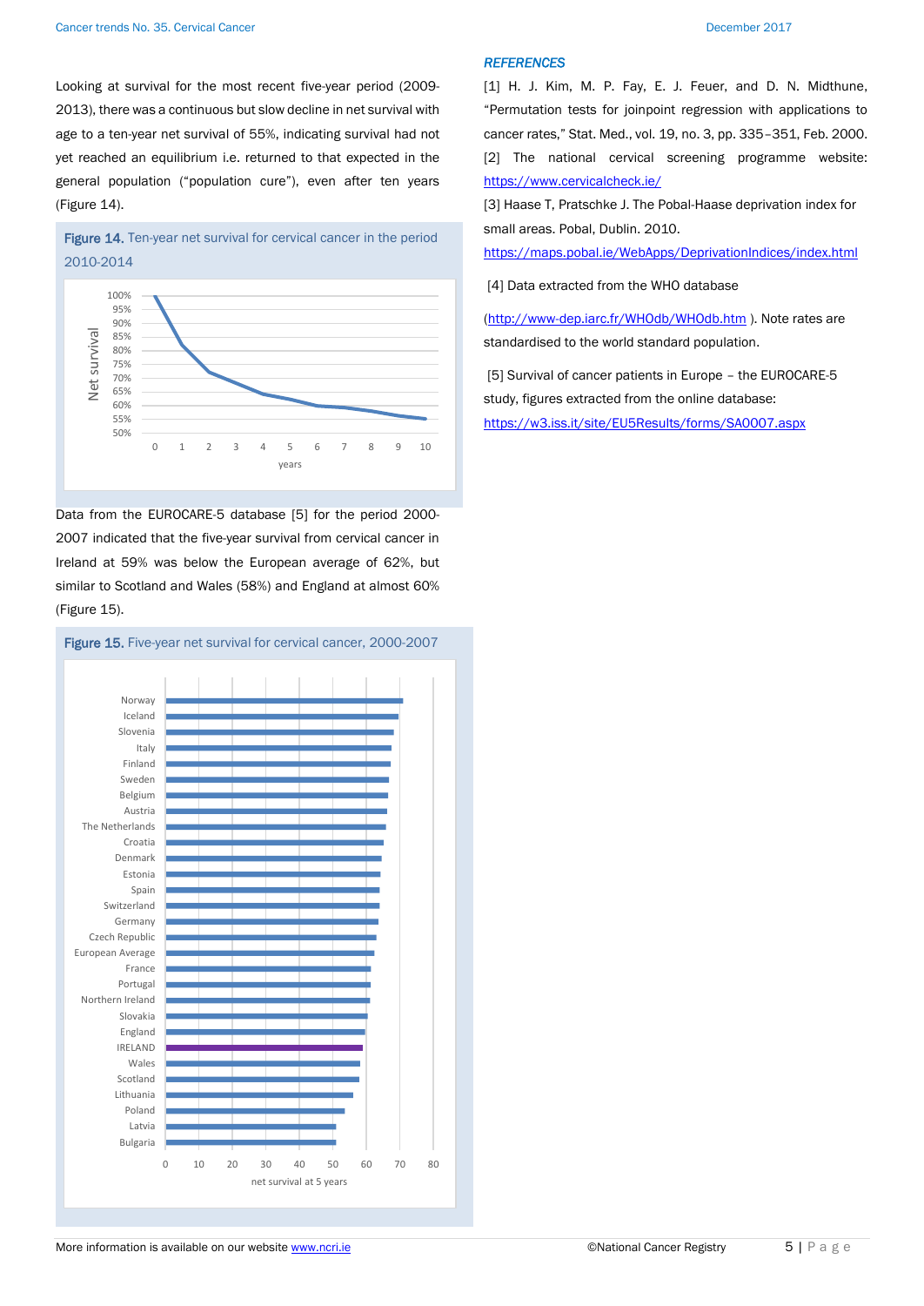Looking at survival for the most recent five-year period (2009-2013), there was a continuous but slow decline in net survival with age to a ten-year net survival of 55%, indicating survival had not yet reached an equilibrium i.e. returned to that expected in the general population ("population cure"), even after ten years (Figure 14).

**Figure 14.** Ten-year net survival for cervical cancer in the period 2010-2014

Net survival

100%
95%
90%
85%
80%
75%
70%
65%
60%
55%
50%

0 1 2 3 4 5 6 7 8 9 10

years

Data from the EUROCARE-5 database [5] for the period 2000-2007 indicated that the five-year survival from cervical cancer in Ireland at 59% was below the European average of 62%, but similar to Scotland and Wales (58%) and England at almost 60% (Figure 15).

**Figure 15.** Five-year net survival for cervical cancer, 2000-2007

Norway
Iceland
Slovenia
Italy
Finland
Sweden
Belgium
Austria
The Netherlands
Croatia
Denmark
Estonia
Spain
Switzerland
Germany
Czech Republic
European Average
France
Portugal
Northern Ireland
Slovakia
England
IRELAND
Wales
Scotland
Lithuania
Poland
Latvia
Bulgaria

0 10 20 30 40 50 60 70 80

net survival at 5 years

### *REFERENCES*

[1] H. J. Kim, M. P. Fay, E. J. Feuer, and D. N. Midthune, "Permutation tests for joinpoint regression with applications to cancer rates," Stat. Med., vol. 19, no. 3, pp. 335–351, Feb. 2000.

[2] The national cervical screening programme website: https://www.cervicalcheck.ie/

[3] Haase T, Pratschke J. The Pobal-Haase deprivation index for small areas. Pobal, Dublin. 2010. https://maps.pobal.ie/WebApps/DeprivationIndices/index.html

[4] Data extracted from the WHO database (http://www-dep.iarc.fr/WHOdb/WHOdb.htm ). Note rates are standardised to the world standard population.

[5] Survival of cancer patients in Europe – the EUROCARE-5 study, figures extracted from the online database: https://w3.iss.it/site/EU5Results/forms/SA0007.aspx

More information is available on our website www.ncri.ie

©National Cancer Registry